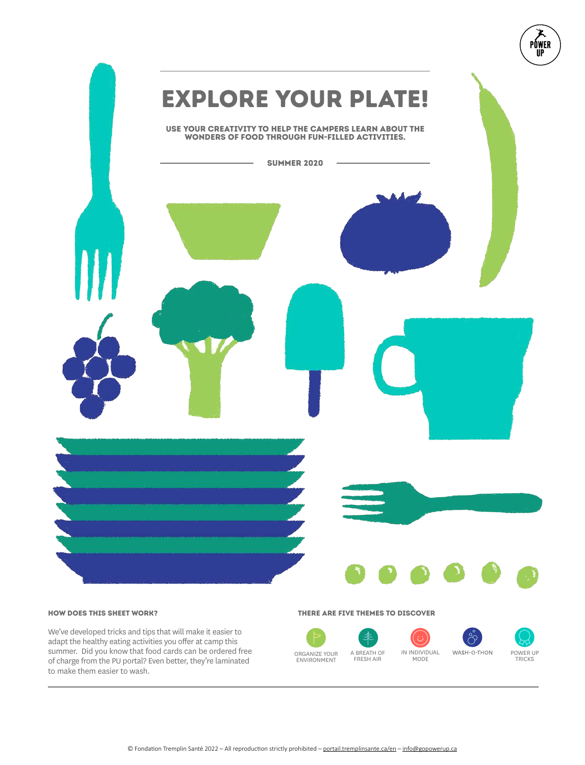# EXPLORE YOUR PLATE!

**USE YOUR CREATIVITY TO HELP THE CAMPERS LEARN ABOUT THE WONDERS OF FOOD THROUGH FUN-FILLED ACTIVITIES.**

**SUMMER 2020**

### HOW DOES THIS SHEET WORK?

We've developed tricks and tips that will make it easier to adapt the healthy eating activities you offer at camp this summer. Did you know that food cards can be ordered free of charge from the PU portal? Even better, they're laminated to make them easier to wash.

### THERE ARE FIVE THEMES TO DISCOVER

- ORGANIZE YOUR ENVIRONMENT
- A BREATH OF FRESH AIR
- IN INDIVIDUAL MODE
- WASH-O-THON
- POWER UP TRICKS

© Fondation Tremplin Santé 2022 – All reproduction strictly prohibited – portail.tremplinsante.ca/en – info@gopowerup.ca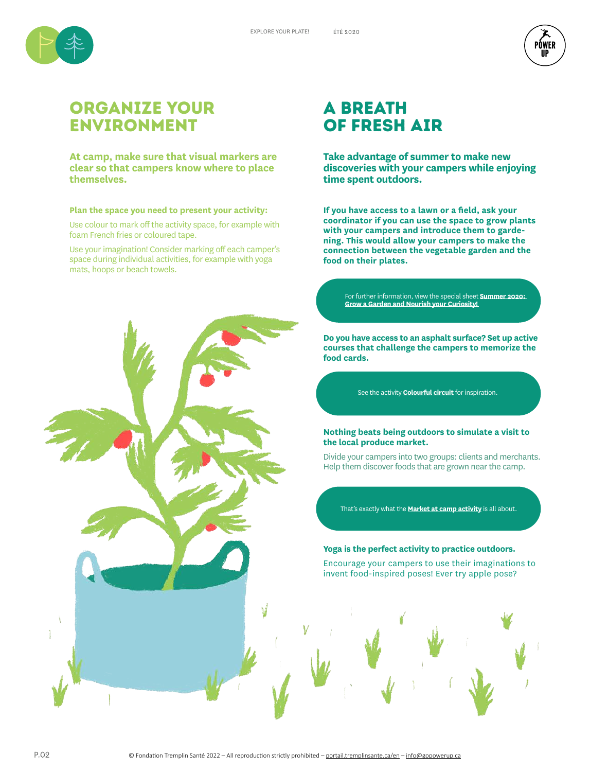## ORGANIZE YOUR ENVIRONMENT

**At camp, make sure that visual markers are clear so that campers know where to place themselves.**

**Plan the space you need to present your activity:**

Use colour to mark off the activity space, for example with foam French fries or coloured tape.

Use your imagination! Consider marking off each camper's space during individual activities, for example with yoga mats, hoops or beach towels.

## A BREATH OF FRESH AIR

**Take advantage of summer to make new discoveries with your campers while enjoying time spent outdoors.**

**If you have access to a lawn or a field, ask your coordinator if you can use the space to grow plants with your campers and introduce them to gardening. This would allow your campers to make the connection between the vegetable garden and the food on their plates.**

For further information, view the special sheet **Summer 2020: Grow a Garden and Nourish your Curiosity!**

**Do you have access to an asphalt surface? Set up active courses that challenge the campers to memorize the food cards.**

See the activity **Colourful circuit** for inspiration.

**Nothing beats being outdoors to simulate a visit to the local produce market.**

Divide your campers into two groups: clients and merchants. Help them discover foods that are grown near the camp.

That's exactly what the **Market at camp activity** is all about.

**Yoga is the perfect activity to practice outdoors.**

Encourage your campers to use their imaginations to invent food-inspired poses! Ever try apple pose?

© Fondation Tremplin Santé 2022 – All reproduction strictly prohibited – portail.tremplinsante.ca/en – info@gopowerup.ca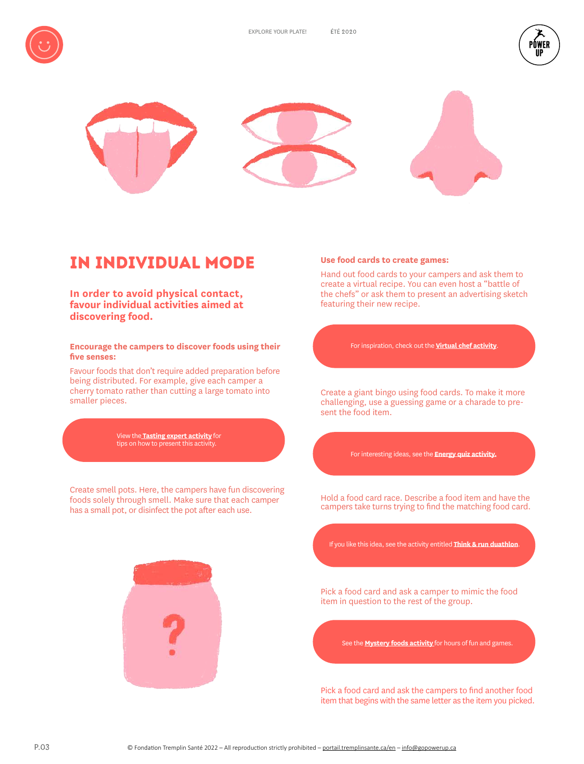# IN INDIVIDUAL MODE

## In order to avoid physical contact, favour individual activities aimed at discovering food.

**Encourage the campers to discover foods using their five senses:**

Favour foods that don't require added preparation before being distributed. For example, give each camper a cherry tomato rather than cutting a large tomato into smaller pieces.

View the **Tasting expert activity** for tips on how to present this activity.

Create smell pots. Here, the campers have fun discovering foods solely through smell. Make sure that each camper has a small pot, or disinfect the pot after each use.

**Use food cards to create games:**

Hand out food cards to your campers and ask them to create a virtual recipe. You can even host a "battle of the chefs" or ask them to present an advertising sketch featuring their new recipe.

For inspiration, check out the **Virtual chef activity**.

Create a giant bingo using food cards. To make it more challenging, use a guessing game or a charade to pre-sent the food item.

For interesting ideas, see the **Energy quiz activity.**

Hold a food card race. Describe a food item and have the campers take turns trying to find the matching food card.

If you like this idea, see the activity entitled **Think & run duathlon**.

Pick a food card and ask a camper to mimic the food item in question to the rest of the group.

See the **Mystery foods activity** for hours of fun and games.

Pick a food card and ask the campers to find another food item that begins with the same letter as the item you picked.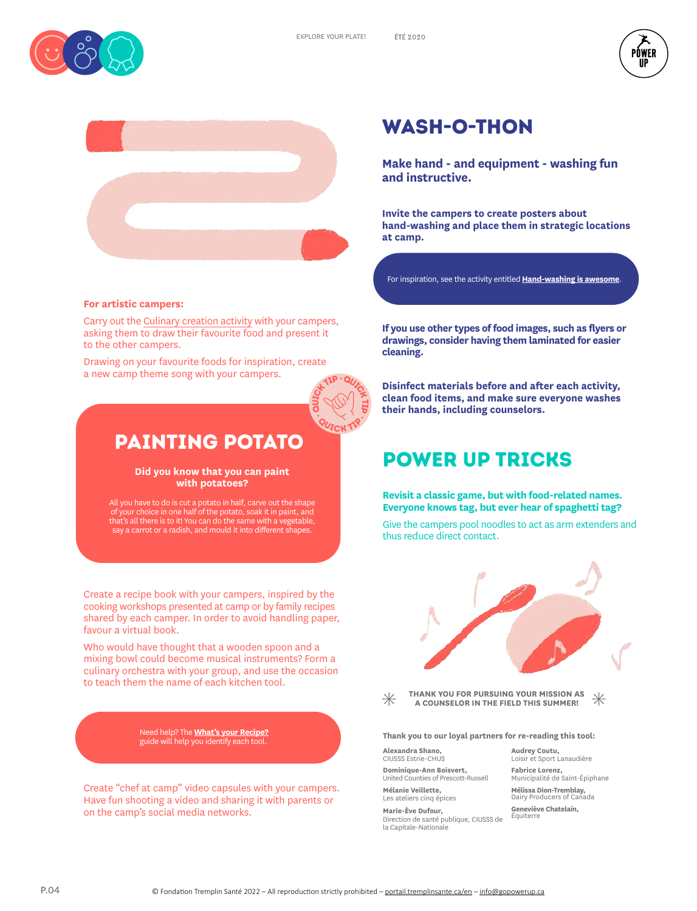**For artistic campers:**

Carry out the Culinary creation activity with your campers, asking them to draw their favourite food and present it to the other campers.

Drawing on your favourite foods for inspiration, create a new camp theme song with your campers.

QUICK TIP · QUICK TIP · QUICK TIP

## PAINTING POTATO

**Did you know that you can paint with potatoes?**

All you have to do is cut a potato in half, carve out the shape of your choice in one half of the potato, soak it in paint, and that's all there is to it! You can do the same with a vegetable, say a carrot or a radish, and mould it into different shapes.

Create a recipe book with your campers, inspired by the cooking workshops presented at camp or by family recipes shared by each camper. In order to avoid handling paper, favour a virtual book.

Who would have thought that a wooden spoon and a mixing bowl could become musical instruments? Form a culinary orchestra with your group, and use the occasion to teach them the name of each kitchen tool.

Need help? The **What's your Recipe?** guide will help you identify each tool.

Create "chef at camp" video capsules with your campers. Have fun shooting a video and sharing it with parents or on the camp's social media networks.

## WASH-O-THON

**Make hand - and equipment - washing fun and instructive.**

**Invite the campers to create posters about hand-washing and place them in strategic locations at camp.**

For inspiration, see the activity entitled **Hand-washing is awesome**.

**If you use other types of food images, such as flyers or drawings, consider having them laminated for easier cleaning.**

**Disinfect materials before and after each activity, clean food items, and make sure everyone washes their hands, including counselors.**

## POWER UP TRICKS

**Revisit a classic game, but with food-related names. Everyone knows tag, but ever hear of spaghetti tag?**

Give the campers pool noodles to act as arm extenders and thus reduce direct contact.

**THANK YOU FOR PURSUING YOUR MISSION AS A COUNSELOR IN THE FIELD THIS SUMMER!**

**Thank you to our loyal partners for re-reading this tool:**

**Alexandra Shano,**
CIUSSS Estrie-CHUS

**Dominique-Ann Boisvert,**
United Counties of Prescott-Russell

**Mélanie Veillette,**
Les ateliers cinq épices

**Marie-Ève Dufour,**
Direction de santé publique, CIUSSS de la Capitale-Nationale

**Audrey Coutu,**
Loisir et Sport Lanaudière

**Fabrice Lorenz,**
Municipalité de Saint-Épiphane

**Mélissa Dion-Tremblay,**
Dairy Producers of Canada

**Geneviève Chatelain,**
Équiterre

© Fondation Tremplin Santé 2022 – All reproduction strictly prohibited – portail.tremplinsante.ca/en – info@gopowerup.ca